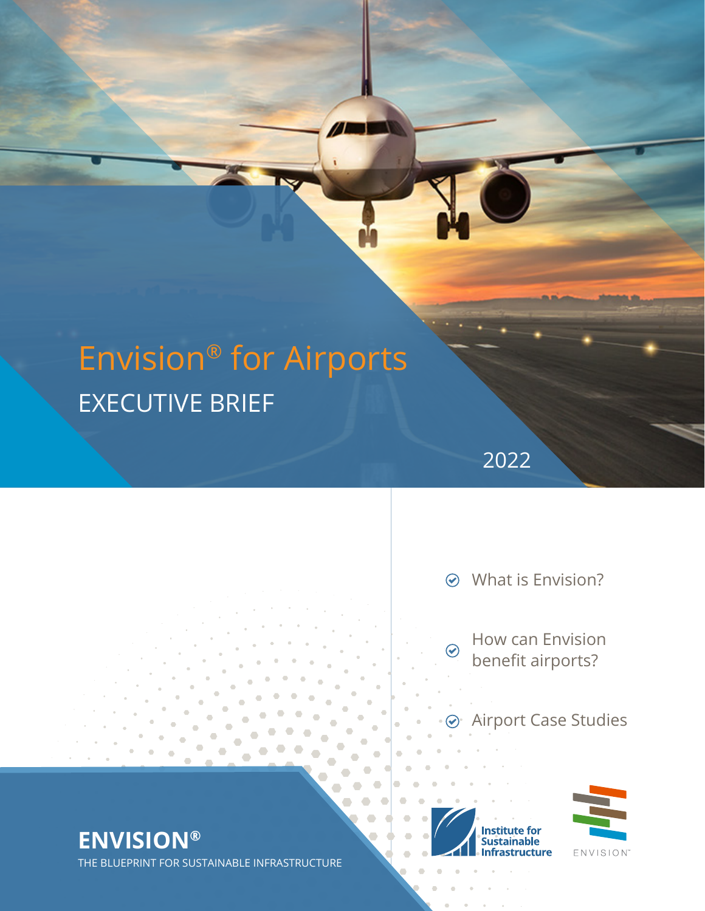# Envision® for Airports

## EXECUTIVE BRIEF

2022

- What is Envision?
- How can Envision benefit airports?
- Airport Case Studies

**ENVISION®**

THE BLUEPRINT FOR SUSTAINABLE INFRASTRUCTURE

Institute for Sustainable Infrastructure

ENVISION™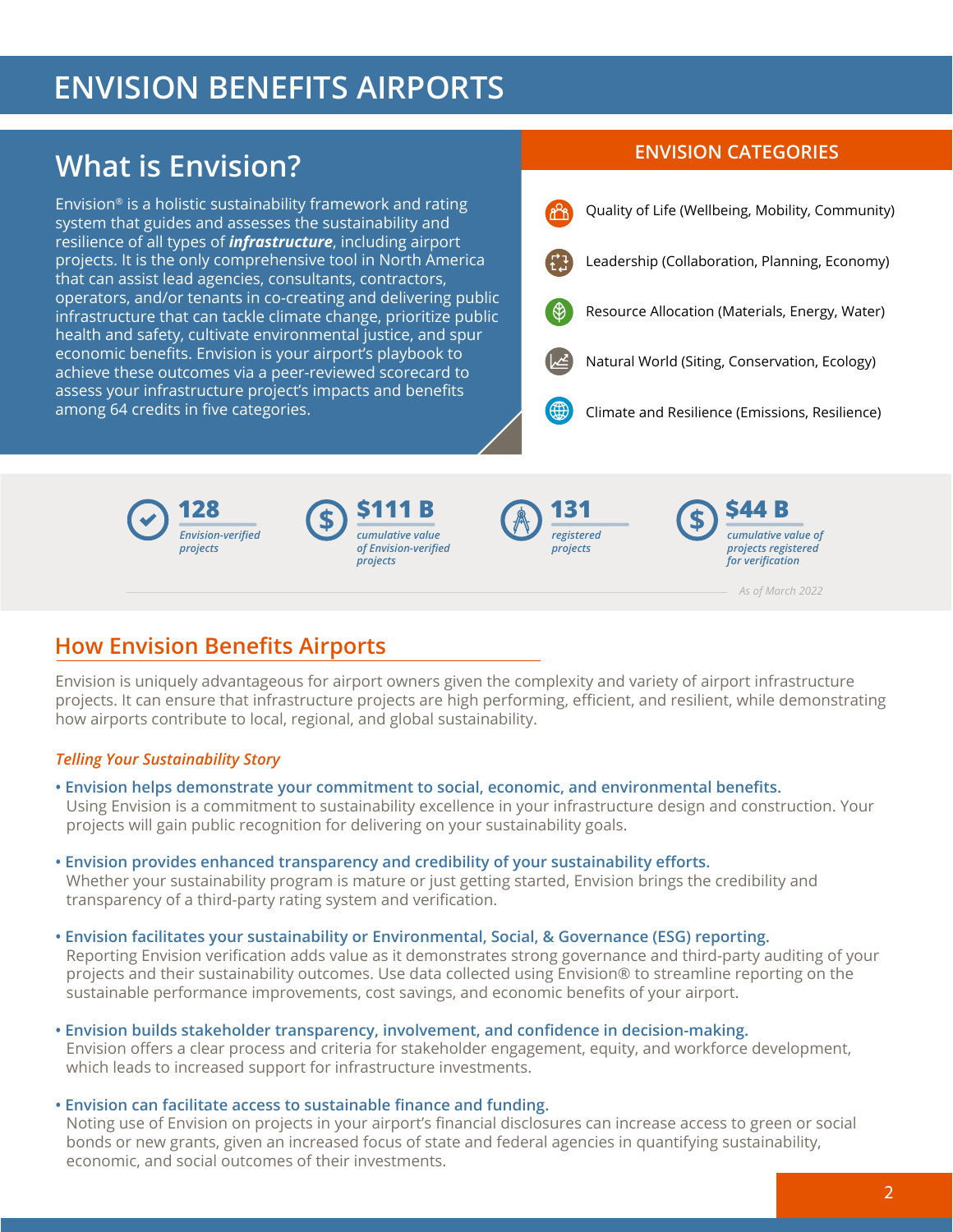# ENVISION BENEFITS AIRPORTS

## What is Envision?

Envision® is a holistic sustainability framework and rating system that guides and assesses the sustainability and resilience of all types of ***infrastructure***, including airport projects. It is the only comprehensive tool in North America that can assist lead agencies, consultants, contractors, operators, and/or tenants in co-creating and delivering public infrastructure that can tackle climate change, prioritize public health and safety, cultivate environmental justice, and spur economic benefits. Envision is your airport's playbook to achieve these outcomes via a peer-reviewed scorecard to assess your infrastructure project's impacts and benefits among 64 credits in five categories.

## ENVISION CATEGORIES

- Quality of Life (Wellbeing, Mobility, Community)
- Leadership (Collaboration, Planning, Economy)
- Resource Allocation (Materials, Energy, Water)
- Natural World (Siting, Conservation, Ecology)
- Climate and Resilience (Emissions, Resilience)

**128** *Envision-verified projects*

**$111 B** *cumulative value of Envision-verified projects*

**131** *registered projects*

**$44 B** *cumulative value of projects registered for verification*

*As of March 2022*

## How Envision Benefits Airports

Envision is uniquely advantageous for airport owners given the complexity and variety of airport infrastructure projects. It can ensure that infrastructure projects are high performing, efficient, and resilient, while demonstrating how airports contribute to local, regional, and global sustainability.

### *Telling Your Sustainability Story*

- **Envision helps demonstrate your commitment to social, economic, and environmental benefits.**
  Using Envision is a commitment to sustainability excellence in your infrastructure design and construction. Your projects will gain public recognition for delivering on your sustainability goals.

- **Envision provides enhanced transparency and credibility of your sustainability efforts.**
  Whether your sustainability program is mature or just getting started, Envision brings the credibility and transparency of a third-party rating system and verification.

- **Envision facilitates your sustainability or Environmental, Social, & Governance (ESG) reporting.**
  Reporting Envision verification adds value as it demonstrates strong governance and third-party auditing of your projects and their sustainability outcomes. Use data collected using Envision® to streamline reporting on the sustainable performance improvements, cost savings, and economic benefits of your airport.

- **Envision builds stakeholder transparency, involvement, and confidence in decision-making.**
  Envision offers a clear process and criteria for stakeholder engagement, equity, and workforce development, which leads to increased support for infrastructure investments.

- **Envision can facilitate access to sustainable finance and funding.**
  Noting use of Envision on projects in your airport's financial disclosures can increase access to green or social bonds or new grants, given an increased focus of state and federal agencies in quantifying sustainability, economic, and social outcomes of their investments.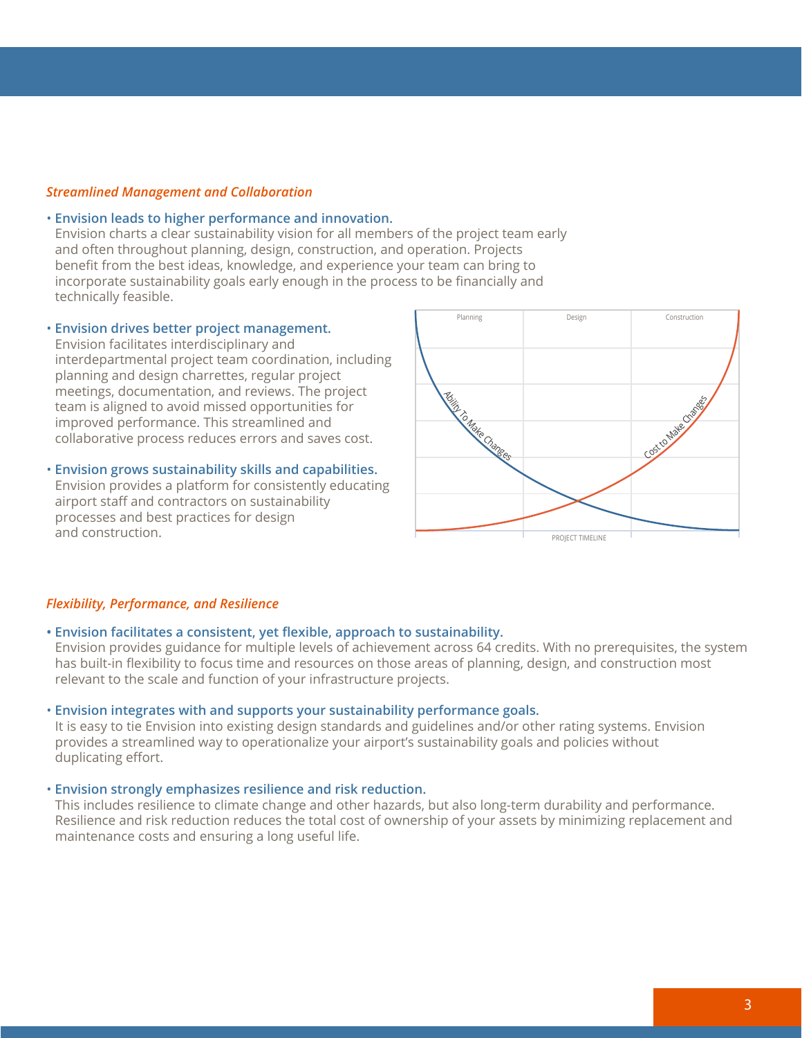*Streamlined Management and Collaboration*

- **Envision leads to higher performance and innovation.**
  Envision charts a clear sustainability vision for all members of the project team early and often throughout planning, design, construction, and operation. Projects benefit from the best ideas, knowledge, and experience your team can bring to incorporate sustainability goals early enough in the process to be financially and technically feasible.

- **Envision drives better project management.**
  Envision facilitates interdisciplinary and interdepartmental project team coordination, including planning and design charrettes, regular project meetings, documentation, and reviews. The project team is aligned to avoid missed opportunities for improved performance. This streamlined and collaborative process reduces errors and saves cost.

- **Envision grows sustainability skills and capabilities.**
  Envision provides a platform for consistently educating airport staff and contractors on sustainability processes and best practices for design and construction.

Planning | Design | Construction

Ability To Make Changes

Cost to Make Changes

PROJECT TIMELINE

*Flexibility, Performance, and Resilience*

- **Envision facilitates a consistent, yet flexible, approach to sustainability.**
  Envision provides guidance for multiple levels of achievement across 64 credits. With no prerequisites, the system has built-in flexibility to focus time and resources on those areas of planning, design, and construction most relevant to the scale and function of your infrastructure projects.

- **Envision integrates with and supports your sustainability performance goals.**
  It is easy to tie Envision into existing design standards and guidelines and/or other rating systems. Envision provides a streamlined way to operationalize your airport's sustainability goals and policies without duplicating effort.

- **Envision strongly emphasizes resilience and risk reduction.**
  This includes resilience to climate change and other hazards, but also long-term durability and performance. Resilience and risk reduction reduces the total cost of ownership of your assets by minimizing replacement and maintenance costs and ensuring a long useful life.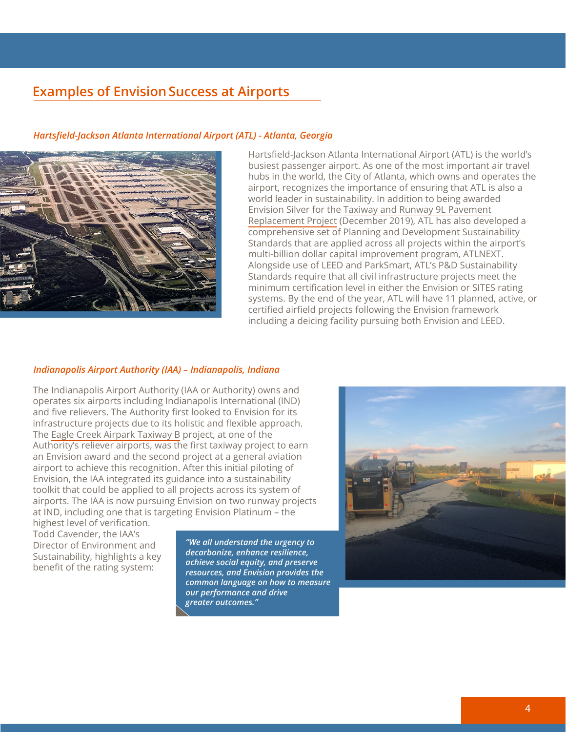## Examples of Envision Success at Airports

### *Hartsfield-Jackson Atlanta International Airport (ATL) - Atlanta, Georgia*

Hartsfield-Jackson Atlanta International Airport (ATL) is the world's busiest passenger airport. As one of the most important air travel hubs in the world, the City of Atlanta, which owns and operates the airport, recognizes the importance of ensuring that ATL is also a world leader in sustainability. In addition to being awarded Envision Silver for the Taxiway and Runway 9L Pavement Replacement Project (December 2019), ATL has also developed a comprehensive set of Planning and Development Sustainability Standards that are applied across all projects within the airport's multi-billion dollar capital improvement program, ATLNEXT. Alongside use of LEED and ParkSmart, ATL's P&D Sustainability Standards require that all civil infrastructure projects meet the minimum certification level in either the Envision or SITES rating systems. By the end of the year, ATL will have 11 planned, active, or certified airfield projects following the Envision framework including a deicing facility pursuing both Envision and LEED.

### *Indianapolis Airport Authority (IAA) – Indianapolis, Indiana*

The Indianapolis Airport Authority (IAA or Authority) owns and operates six airports including Indianapolis International (IND) and five relievers. The Authority first looked to Envision for its infrastructure projects due to its holistic and flexible approach. The Eagle Creek Airpark Taxiway B project, at one of the Authority's reliever airports, was the first taxiway project to earn an Envision award and the second project at a general aviation airport to achieve this recognition. After this initial piloting of Envision, the IAA integrated its guidance into a sustainability toolkit that could be applied to all projects across its system of airports. The IAA is now pursuing Envision on two runway projects at IND, including one that is targeting Envision Platinum – the highest level of verification.

Todd Cavender, the IAA's Director of Environment and Sustainability, highlights a key benefit of the rating system:

> ***"We all understand the urgency to decarbonize, enhance resilience, achieve social equity, and preserve resources, and Envision provides the common language on how to measure our performance and drive greater outcomes."***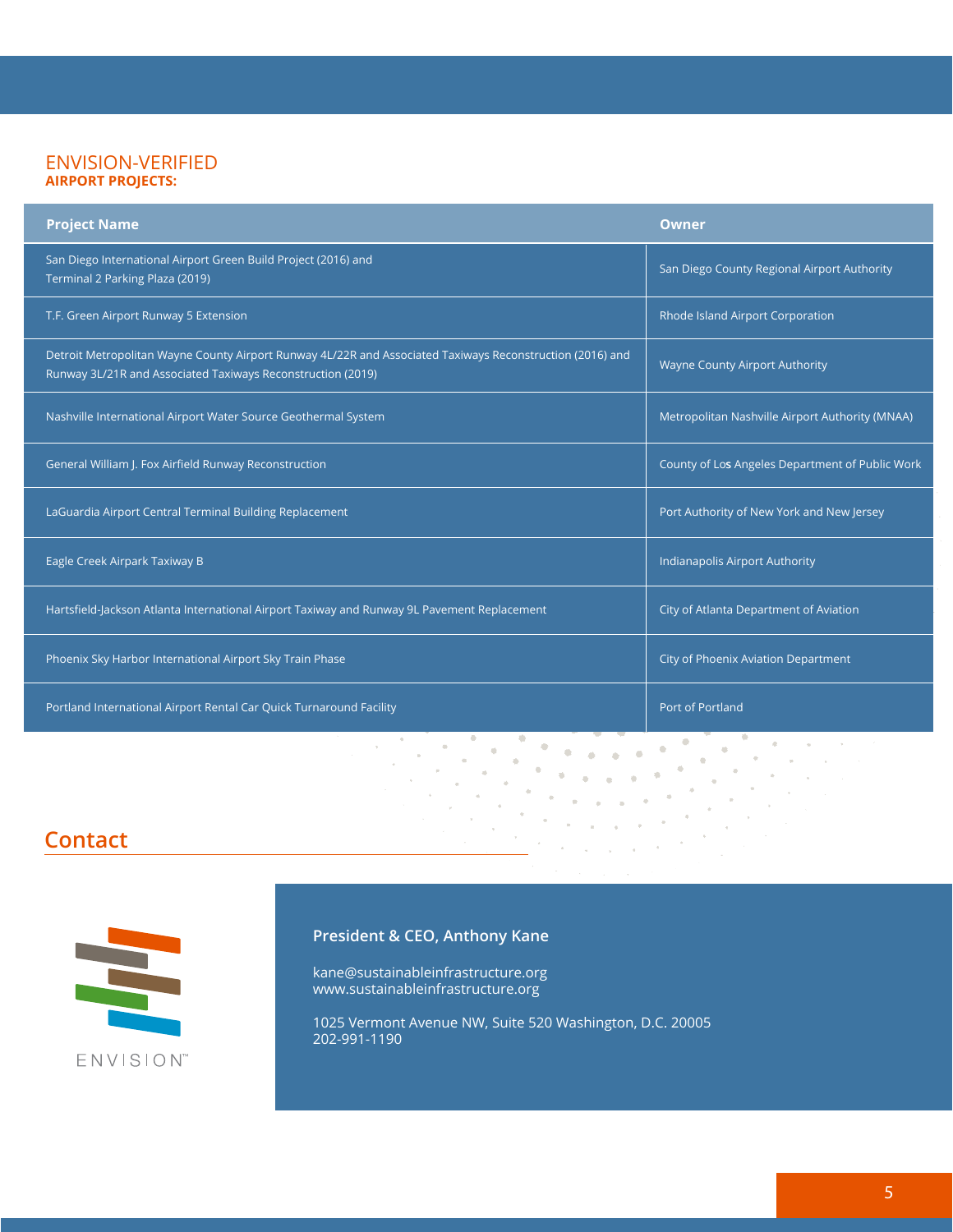## ENVISION-VERIFIED
**AIRPORT PROJECTS:**

| Project Name | Owner |
|---|---|
| San Diego International Airport Green Build Project (2016) and Terminal 2 Parking Plaza (2019) | San Diego County Regional Airport Authority |
| T.F. Green Airport Runway 5 Extension | Rhode Island Airport Corporation |
| Detroit Metropolitan Wayne County Airport Runway 4L/22R and Associated Taxiways Reconstruction (2016) and Runway 3L/21R and Associated Taxiways Reconstruction (2019) | Wayne County Airport Authority |
| Nashville International Airport Water Source Geothermal System | Metropolitan Nashville Airport Authority (MNAA) |
| General William J. Fox Airfield Runway Reconstruction | County of Los Angeles Department of Public Work |
| LaGuardia Airport Central Terminal Building Replacement | Port Authority of New York and New Jersey |
| Eagle Creek Airpark Taxiway B | Indianapolis Airport Authority |
| Hartsfield-Jackson Atlanta International Airport Taxiway and Runway 9L Pavement Replacement | City of Atlanta Department of Aviation |
| Phoenix Sky Harbor International Airport Sky Train Phase | City of Phoenix Aviation Department |
| Portland International Airport Rental Car Quick Turnaround Facility | Port of Portland |

## Contact

ENVISION™

**President & CEO, Anthony Kane**

kane@sustainableinfrastructure.org
www.sustainableinfrastructure.org

1025 Vermont Avenue NW, Suite 520 Washington, D.C. 20005
202-991-1190